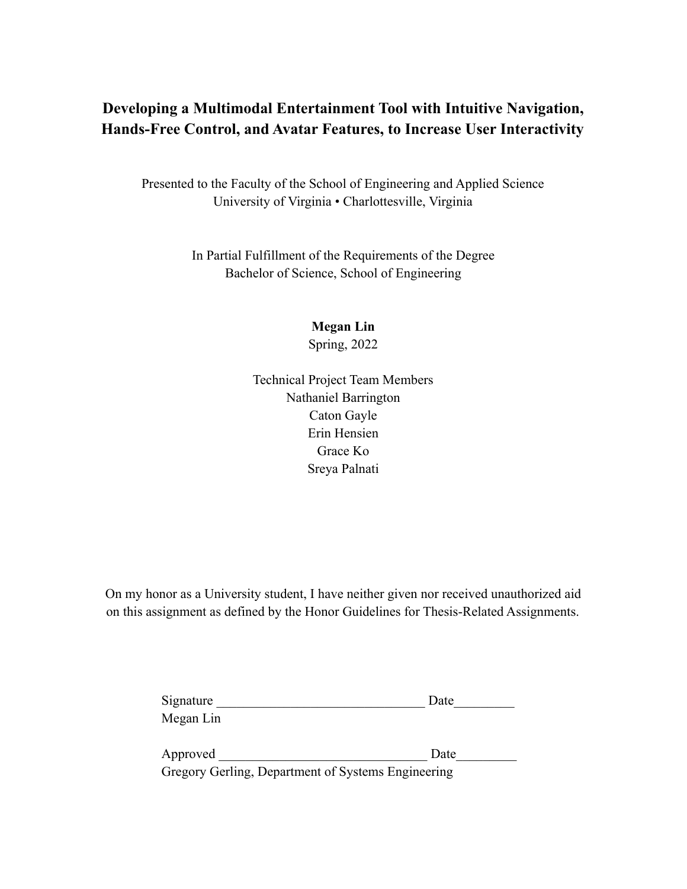# Developing a Multimodal Entertainment Tool with Intuitive Navigation, Hands-Free Control, and Avatar Features, to Increase User Interactivity

Presented to the Faculty of the School of Engineering and Applied Science
University of Virginia • Charlottesville, Virginia

In Partial Fulfillment of the Requirements of the Degree
Bachelor of Science, School of Engineering

**Megan Lin**
Spring, 2022

Technical Project Team Members
Nathaniel Barrington
Caton Gayle
Erin Hensien
Grace Ko
Sreya Palnati

On my honor as a University student, I have neither given nor received unauthorized aid on this assignment as defined by the Honor Guidelines for Thesis-Related Assignments.

Signature _______________________________ Date_________
Megan Lin

Approved _______________________________ Date_________
Gregory Gerling, Department of Systems Engineering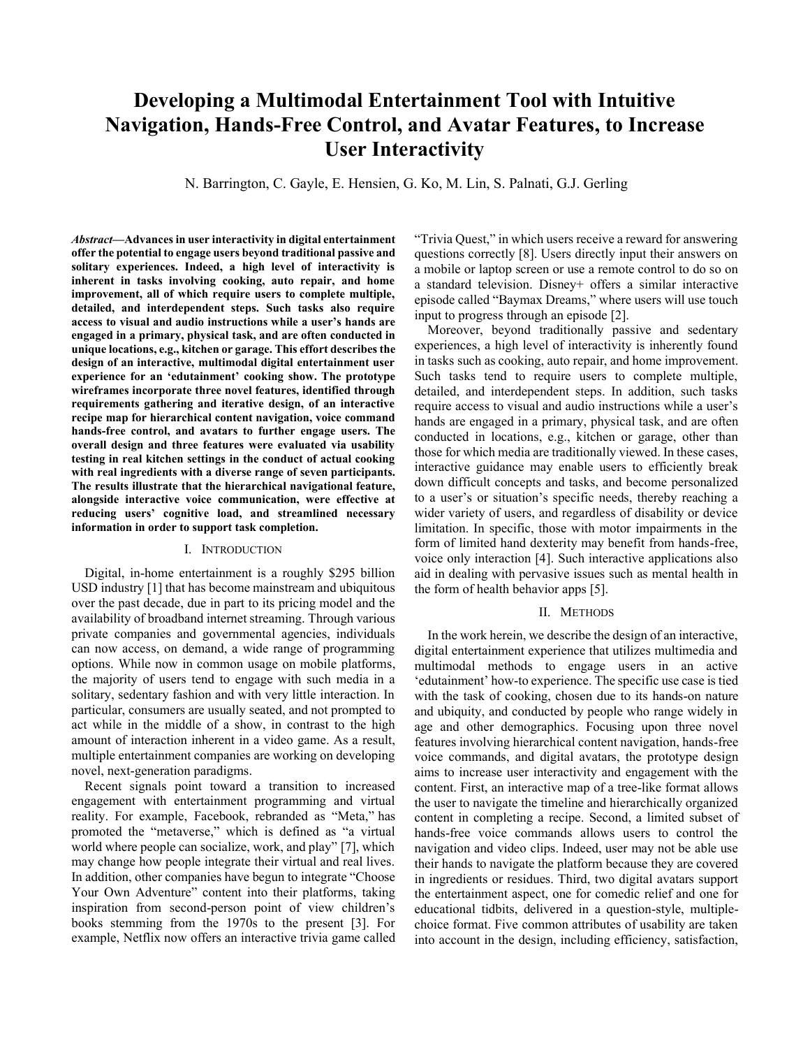# Developing a Multimodal Entertainment Tool with Intuitive Navigation, Hands-Free Control, and Avatar Features, to Increase User Interactivity

N. Barrington, C. Gayle, E. Hensien, G. Ko, M. Lin, S. Palnati, G.J. Gerling

***Abstract*—Advances in user interactivity in digital entertainment offer the potential to engage users beyond traditional passive and solitary experiences. Indeed, a high level of interactivity is inherent in tasks involving cooking, auto repair, and home improvement, all of which require users to complete multiple, detailed, and interdependent steps. Such tasks also require access to visual and audio instructions while a user's hands are engaged in a primary, physical task, and are often conducted in unique locations, e.g., kitchen or garage. This effort describes the design of an interactive, multimodal digital entertainment user experience for an 'edutainment' cooking show. The prototype wireframes incorporate three novel features, identified through requirements gathering and iterative design, of an interactive recipe map for hierarchical content navigation, voice command hands-free control, and avatars to further engage users. The overall design and three features were evaluated via usability testing in real kitchen settings in the conduct of actual cooking with real ingredients with a diverse range of seven participants. The results illustrate that the hierarchical navigational feature, alongside interactive voice communication, were effective at reducing users' cognitive load, and streamlined necessary information in order to support task completion.**

## I. Introduction

Digital, in-home entertainment is a roughly $295 billion USD industry [1] that has become mainstream and ubiquitous over the past decade, due in part to its pricing model and the availability of broadband internet streaming. Through various private companies and governmental agencies, individuals can now access, on demand, a wide range of programming options. While now in common usage on mobile platforms, the majority of users tend to engage with such media in a solitary, sedentary fashion and with very little interaction. In particular, consumers are usually seated, and not prompted to act while in the middle of a show, in contrast to the high amount of interaction inherent in a video game. As a result, multiple entertainment companies are working on developing novel, next-generation paradigms.

Recent signals point toward a transition to increased engagement with entertainment programming and virtual reality. For example, Facebook, rebranded as "Meta," has promoted the "metaverse," which is defined as "a virtual world where people can socialize, work, and play" [7], which may change how people integrate their virtual and real lives. In addition, other companies have begun to integrate "Choose Your Own Adventure" content into their platforms, taking inspiration from second-person point of view children's books stemming from the 1970s to the present [3]. For example, Netflix now offers an interactive trivia game called "Trivia Quest," in which users receive a reward for answering questions correctly [8]. Users directly input their answers on a mobile or laptop screen or use a remote control to do so on a standard television. Disney+ offers a similar interactive episode called "Baymax Dreams," where users will use touch input to progress through an episode [2].

Moreover, beyond traditionally passive and sedentary experiences, a high level of interactivity is inherently found in tasks such as cooking, auto repair, and home improvement. Such tasks tend to require users to complete multiple, detailed, and interdependent steps. In addition, such tasks require access to visual and audio instructions while a user's hands are engaged in a primary, physical task, and are often conducted in locations, e.g., kitchen or garage, other than those for which media are traditionally viewed. In these cases, interactive guidance may enable users to efficiently break down difficult concepts and tasks, and become personalized to a user's or situation's specific needs, thereby reaching a wider variety of users, and regardless of disability or device limitation. In specific, those with motor impairments in the form of limited hand dexterity may benefit from hands-free, voice only interaction [4]. Such interactive applications also aid in dealing with pervasive issues such as mental health in the form of health behavior apps [5].

## II. Methods

In the work herein, we describe the design of an interactive, digital entertainment experience that utilizes multimedia and multimodal methods to engage users in an active 'edutainment' how-to experience. The specific use case is tied with the task of cooking, chosen due to its hands-on nature and ubiquity, and conducted by people who range widely in age and other demographics. Focusing upon three novel features involving hierarchical content navigation, hands-free voice commands, and digital avatars, the prototype design aims to increase user interactivity and engagement with the content. First, an interactive map of a tree-like format allows the user to navigate the timeline and hierarchically organized content in completing a recipe. Second, a limited subset of hands-free voice commands allows users to control the navigation and video clips. Indeed, user may not be able use their hands to navigate the platform because they are covered in ingredients or residues. Third, two digital avatars support the entertainment aspect, one for comedic relief and one for educational tidbits, delivered in a question-style, multiple-choice format. Five common attributes of usability are taken into account in the design, including efficiency, satisfaction,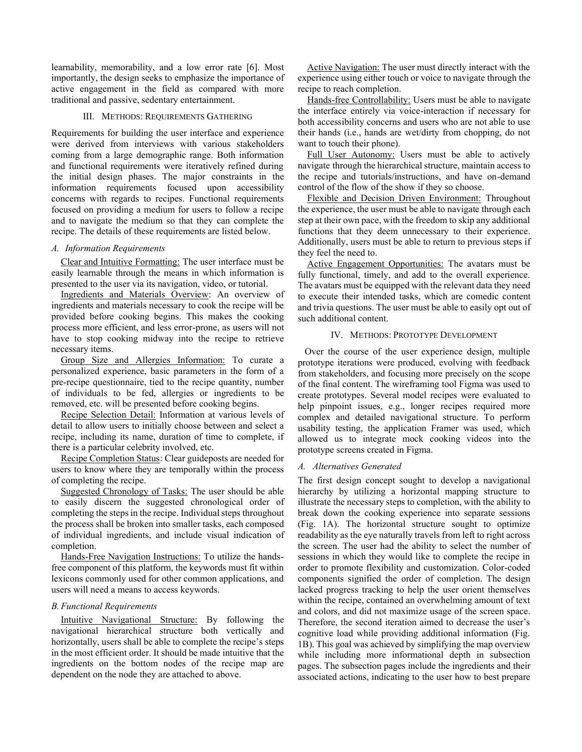learnability, memorability, and a low error rate [6]. Most importantly, the design seeks to emphasize the importance of active engagement in the field as compared with more traditional and passive, sedentary entertainment.

## III. Methods: Requirements Gathering

Requirements for building the user interface and experience were derived from interviews with various stakeholders coming from a large demographic range. Both information and functional requirements were iteratively refined during the initial design phases. The major constraints in the information requirements focused upon accessibility concerns with regards to recipes. Functional requirements focused on providing a medium for users to follow a recipe and to navigate the medium so that they can complete the recipe. The details of these requirements are listed below.

### *A. Information Requirements*

Clear and Intuitive Formatting: The user interface must be easily learnable through the means in which information is presented to the user via its navigation, video, or tutorial.

Ingredients and Materials Overview: An overview of ingredients and materials necessary to cook the recipe will be provided before cooking begins. This makes the cooking process more efficient, and less error-prone, as users will not have to stop cooking midway into the recipe to retrieve necessary items.

Group Size and Allergies Information: To curate a personalized experience, basic parameters in the form of a pre-recipe questionnaire, tied to the recipe quantity, number of individuals to be fed, allergies or ingredients to be removed, etc. will be presented before cooking begins.

Recipe Selection Detail: Information at various levels of detail to allow users to initially choose between and select a recipe, including its name, duration of time to complete, if there is a particular celebrity involved, etc.

Recipe Completion Status: Clear guideposts are needed for users to know where they are temporally within the process of completing the recipe.

Suggested Chronology of Tasks: The user should be able to easily discern the suggested chronological order of completing the steps in the recipe. Individual steps throughout the process shall be broken into smaller tasks, each composed of individual ingredients, and include visual indication of completion.

Hands-Free Navigation Instructions: To utilize the hands-free component of this platform, the keywords must fit within lexicons commonly used for other common applications, and users will need a means to access keywords.

### *B. Functional Requirements*

Intuitive Navigational Structure: By following the navigational hierarchical structure both vertically and horizontally, users shall be able to complete the recipe's steps in the most efficient order. It should be made intuitive that the ingredients on the bottom nodes of the recipe map are dependent on the node they are attached to above.

Active Navigation: The user must directly interact with the experience using either touch or voice to navigate through the recipe to reach completion.

Hands-free Controllability: Users must be able to navigate the interface entirely via voice-interaction if necessary for both accessibility concerns and users who are not able to use their hands (i.e., hands are wet/dirty from chopping, do not want to touch their phone).

Full User Autonomy: Users must be able to actively navigate through the hierarchical structure, maintain access to the recipe and tutorials/instructions, and have on-demand control of the flow of the show if they so choose.

Flexible and Decision Driven Environment: Throughout the experience, the user must be able to navigate through each step at their own pace, with the freedom to skip any additional functions that they deem unnecessary to their experience. Additionally, users must be able to return to previous steps if they feel the need to.

Active Engagement Opportunities: The avatars must be fully functional, timely, and add to the overall experience. The avatars must be equipped with the relevant data they need to execute their intended tasks, which are comedic content and trivia questions. The user must be able to easily opt out of such additional content.

## IV. Methods: Prototype Development

Over the course of the user experience design, multiple prototype iterations were produced, evolving with feedback from stakeholders, and focusing more precisely on the scope of the final content. The wireframing tool Figma was used to create prototypes. Several model recipes were evaluated to help pinpoint issues, e.g., longer recipes required more complex and detailed navigational structure. To perform usability testing, the application Framer was used, which allowed us to integrate mock cooking videos into the prototype screens created in Figma.

### *A. Alternatives Generated*

The first design concept sought to develop a navigational hierarchy by utilizing a horizontal mapping structure to illustrate the necessary steps to completion, with the ability to break down the cooking experience into separate sessions (Fig. 1A). The horizontal structure sought to optimize readability as the eye naturally travels from left to right across the screen. The user had the ability to select the number of sessions in which they would like to complete the recipe in order to promote flexibility and customization. Color-coded components signified the order of completion. The design lacked progress tracking to help the user orient themselves within the recipe, contained an overwhelming amount of text and colors, and did not maximize usage of the screen space. Therefore, the second iteration aimed to decrease the user's cognitive load while providing additional information (Fig. 1B). This goal was achieved by simplifying the map overview while including more informational depth in subsection pages. The subsection pages include the ingredients and their associated actions, indicating to the user how to best prepare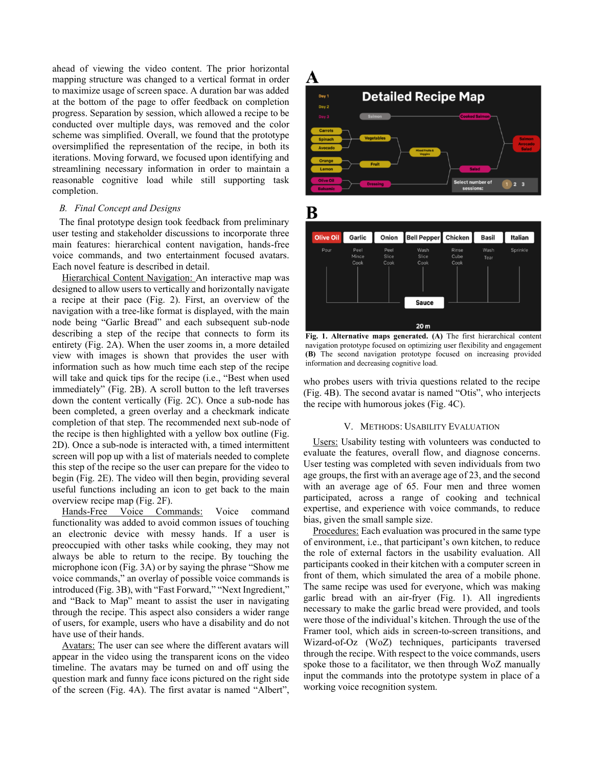ahead of viewing the video content. The prior horizontal mapping structure was changed to a vertical format in order to maximize usage of screen space. A duration bar was added at the bottom of the page to offer feedback on completion progress. Separation by session, which allowed a recipe to be conducted over multiple days, was removed and the color scheme was simplified. Overall, we found that the prototype oversimplified the representation of the recipe, in both its iterations. Moving forward, we focused upon identifying and streamlining necessary information in order to maintain a reasonable cognitive load while still supporting task completion.

### *B. Final Concept and Designs*

The final prototype design took feedback from preliminary user testing and stakeholder discussions to incorporate three main features: hierarchical content navigation, hands-free voice commands, and two entertainment focused avatars. Each novel feature is described in detail.

Hierarchical Content Navigation: An interactive map was designed to allow users to vertically and horizontally navigate a recipe at their pace (Fig. 2). First, an overview of the navigation with a tree-like format is displayed, with the main node being "Garlic Bread" and each subsequent sub-node describing a step of the recipe that connects to form its entirety (Fig. 2A). When the user zooms in, a more detailed view with images is shown that provides the user with information such as how much time each step of the recipe will take and quick tips for the recipe (i.e., "Best when used immediately" (Fig. 2B). A scroll button to the left traverses down the content vertically (Fig. 2C). Once a sub-node has been completed, a green overlay and a checkmark indicate completion of that step. The recommended next sub-node of the recipe is then highlighted with a yellow box outline (Fig. 2D). Once a sub-node is interacted with, a timed intermittent screen will pop up with a list of materials needed to complete this step of the recipe so the user can prepare for the video to begin (Fig. 2E). The video will then begin, providing several useful functions including an icon to get back to the main overview recipe map (Fig. 2F).

Hands-Free Voice Commands: Voice command functionality was added to avoid common issues of touching an electronic device with messy hands. If a user is preoccupied with other tasks while cooking, they may not always be able to return to the recipe. By touching the microphone icon (Fig. 3A) or by saying the phrase "Show me voice commands," an overlay of possible voice commands is introduced (Fig. 3B), with "Fast Forward," "Next Ingredient," and "Back to Map" meant to assist the user in navigating through the recipe. This aspect also considers a wider range of users, for example, users who have a disability and do not have use of their hands.

Avatars: The user can see where the different avatars will appear in the video using the transparent icons on the video timeline. The avatars may be turned on and off using the question mark and funny face icons pictured on the right side of the screen (Fig. 4A). The first avatar is named "Albert", who probes users with trivia questions related to the recipe (Fig. 4B). The second avatar is named "Otis", who interjects the recipe with humorous jokes (Fig. 4C).

**Fig. 1. Alternative maps generated. (A)** The first hierarchical content navigation prototype focused on optimizing user flexibility and engagement **(B)** The second navigation prototype focused on increasing provided information and decreasing cognitive load.

## V. Methods: Usability Evaluation

Users: Usability testing with volunteers was conducted to evaluate the features, overall flow, and diagnose concerns. User testing was completed with seven individuals from two age groups, the first with an average age of 23, and the second with an average age of 65. Four men and three women participated, across a range of cooking and technical expertise, and experience with voice commands, to reduce bias, given the small sample size.

Procedures: Each evaluation was procured in the same type of environment, i.e., that participant's own kitchen, to reduce the role of external factors in the usability evaluation. All participants cooked in their kitchen with a computer screen in front of them, which simulated the area of a mobile phone. The same recipe was used for everyone, which was making garlic bread with an air-fryer (Fig. 1). All ingredients necessary to make the garlic bread were provided, and tools were those of the individual's kitchen. Through the use of the Framer tool, which aids in screen-to-screen transitions, and Wizard-of-Oz (WoZ) techniques, participants traversed through the recipe. With respect to the voice commands, users spoke those to a facilitator, we then through WoZ manually input the commands into the prototype system in place of a working voice recognition system.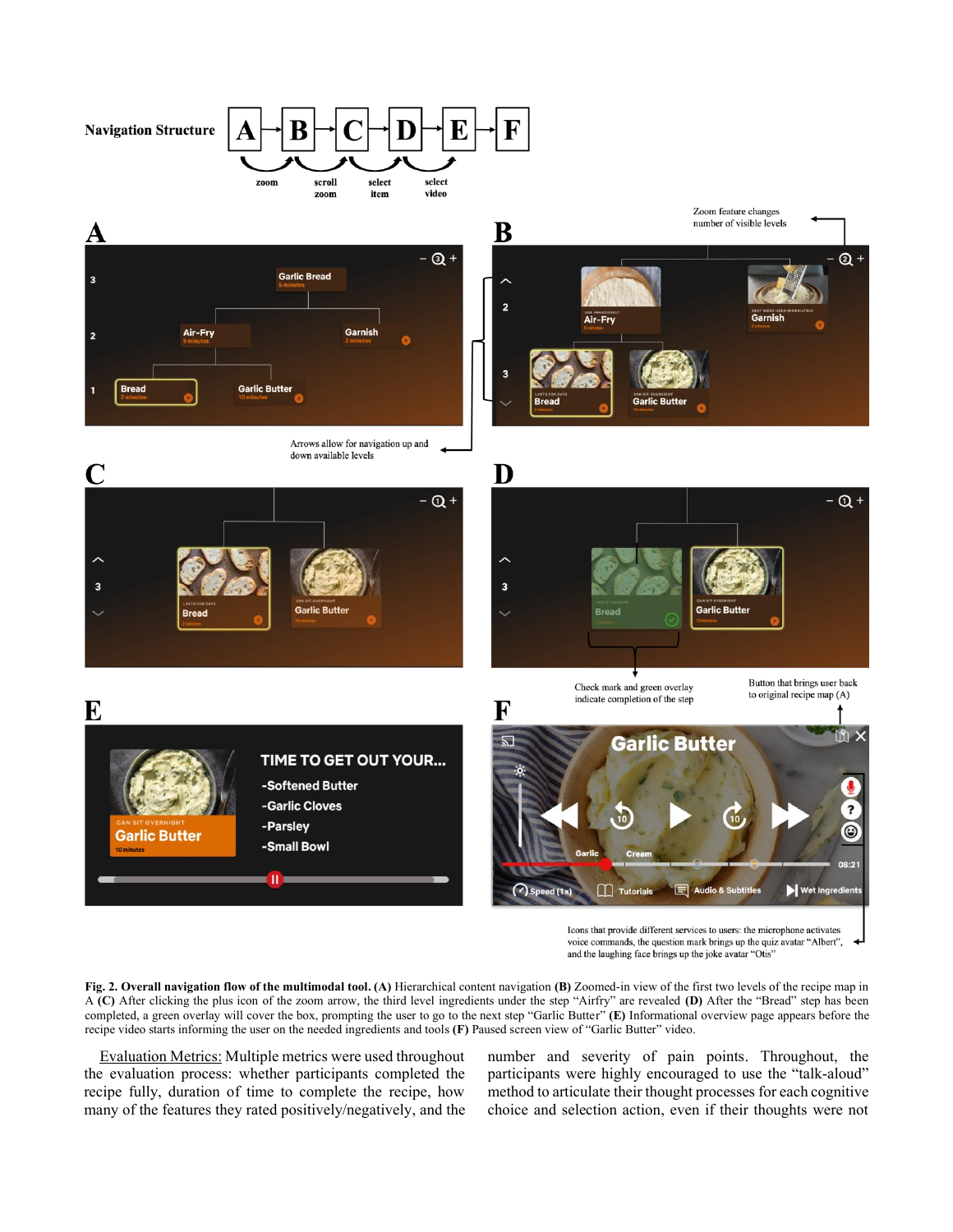Fig. 2. **Overall navigation flow of the multimodal tool. (A)** Hierarchical content navigation **(B)** Zoomed-in view of the first two levels of the recipe map in A **(C)** After clicking the plus icon of the zoom arrow, the third level ingredients under the step "Airfry" are revealed **(D)** After the "Bread" step has been completed, a green overlay will cover the box, prompting the user to go to the next step "Garlic Butter" **(E)** Informational overview page appears before the recipe video starts informing the user on the needed ingredients and tools **(F)** Paused screen view of "Garlic Butter" video.

Evaluation Metrics: Multiple metrics were used throughout the evaluation process: whether participants completed the recipe fully, duration of time to complete the recipe, how many of the features they rated positively/negatively, and the number and severity of pain points. Throughout, the participants were highly encouraged to use the "talk-aloud" method to articulate their thought processes for each cognitive choice and selection action, even if their thoughts were not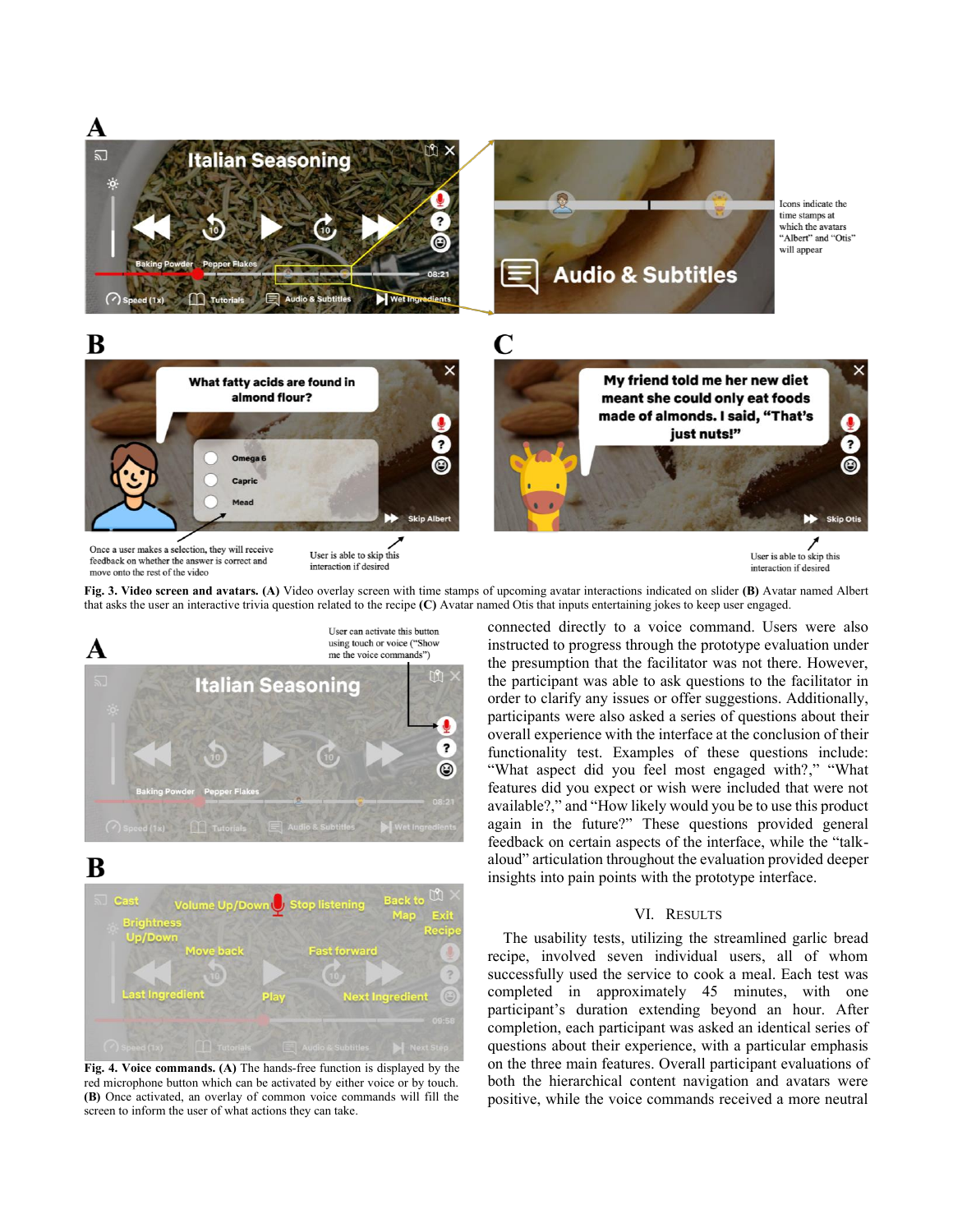Fig. 3. **Video screen and avatars. (A)** Video overlay screen with time stamps of upcoming avatar interactions indicated on slider **(B)** Avatar named Albert that asks the user an interactive trivia question related to the recipe **(C)** Avatar named Otis that inputs entertaining jokes to keep user engaged.

**Fig. 4. Voice commands. (A)** The hands-free function is displayed by the red microphone button which can be activated by either voice or by touch. **(B)** Once activated, an overlay of common voice commands will fill the screen to inform the user of what actions they can take.

connected directly to a voice command. Users were also instructed to progress through the prototype evaluation under the presumption that the facilitator was not there. However, the participant was able to ask questions to the facilitator in order to clarify any issues or offer suggestions. Additionally, participants were also asked a series of questions about their overall experience with the interface at the conclusion of their functionality test. Examples of these questions include: "What aspect did you feel most engaged with?," "What features did you expect or wish were included that were not available?," and "How likely would you be to use this product again in the future?" These questions provided general feedback on certain aspects of the interface, while the "talk-aloud" articulation throughout the evaluation provided deeper insights into pain points with the prototype interface.

## VI. Results

The usability tests, utilizing the streamlined garlic bread recipe, involved seven individual users, all of whom successfully used the service to cook a meal. Each test was completed in approximately 45 minutes, with one participant's duration extending beyond an hour. After completion, each participant was asked an identical series of questions about their experience, with a particular emphasis on the three main features. Overall participant evaluations of both the hierarchical content navigation and avatars were positive, while the voice commands received a more neutral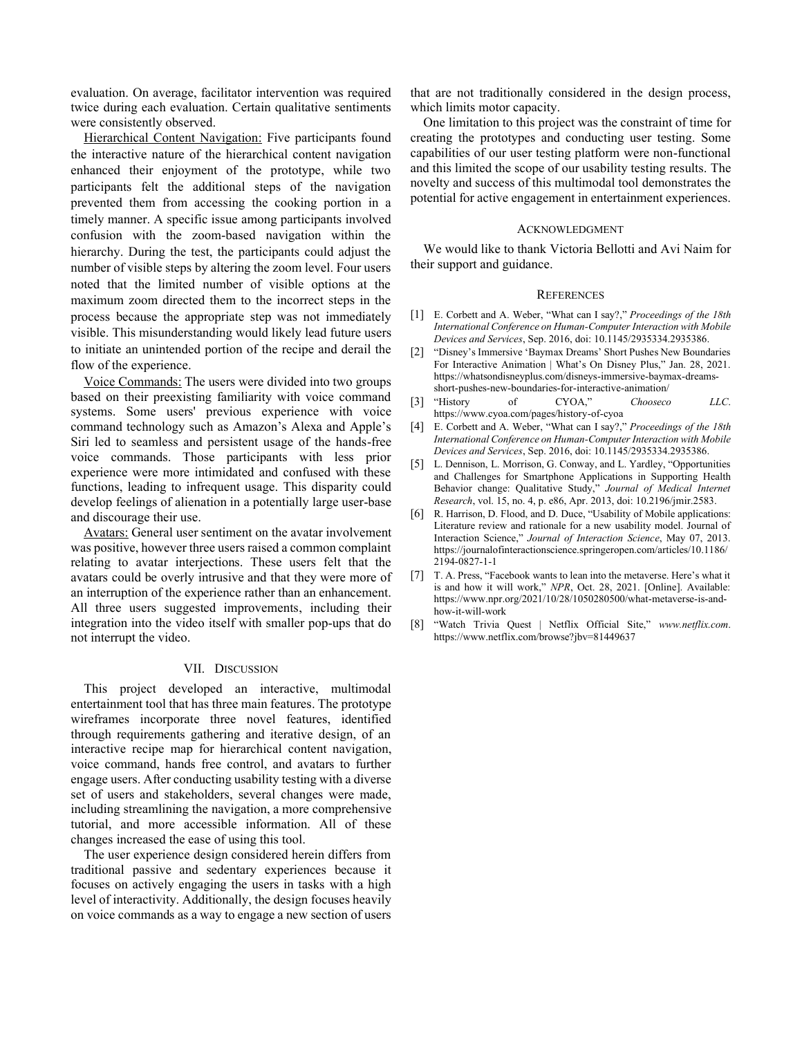evaluation. On average, facilitator intervention was required twice during each evaluation. Certain qualitative sentiments were consistently observed.

Hierarchical Content Navigation: Five participants found the interactive nature of the hierarchical content navigation enhanced their enjoyment of the prototype, while two participants felt the additional steps of the navigation prevented them from accessing the cooking portion in a timely manner. A specific issue among participants involved confusion with the zoom-based navigation within the hierarchy. During the test, the participants could adjust the number of visible steps by altering the zoom level. Four users noted that the limited number of visible options at the maximum zoom directed them to the incorrect steps in the process because the appropriate step was not immediately visible. This misunderstanding would likely lead future users to initiate an unintended portion of the recipe and derail the flow of the experience.

Voice Commands: The users were divided into two groups based on their preexisting familiarity with voice command systems. Some users' previous experience with voice command technology such as Amazon's Alexa and Apple's Siri led to seamless and persistent usage of the hands-free voice commands. Those participants with less prior experience were more intimidated and confused with these functions, leading to infrequent usage. This disparity could develop feelings of alienation in a potentially large user-base and discourage their use.

Avatars: General user sentiment on the avatar involvement was positive, however three users raised a common complaint relating to avatar interjections. These users felt that the avatars could be overly intrusive and that they were more of an interruption of the experience rather than an enhancement. All three users suggested improvements, including their integration into the video itself with smaller pop-ups that do not interrupt the video.

## VII. Discussion

This project developed an interactive, multimodal entertainment tool that has three main features. The prototype wireframes incorporate three novel features, identified through requirements gathering and iterative design, of an interactive recipe map for hierarchical content navigation, voice command, hands free control, and avatars to further engage users. After conducting usability testing with a diverse set of users and stakeholders, several changes were made, including streamlining the navigation, a more comprehensive tutorial, and more accessible information. All of these changes increased the ease of using this tool.

The user experience design considered herein differs from traditional passive and sedentary experiences because it focuses on actively engaging the users in tasks with a high level of interactivity. Additionally, the design focuses heavily on voice commands as a way to engage a new section of users that are not traditionally considered in the design process, which limits motor capacity.

One limitation to this project was the constraint of time for creating the prototypes and conducting user testing. Some capabilities of our user testing platform were non-functional and this limited the scope of our usability testing results. The novelty and success of this multimodal tool demonstrates the potential for active engagement in entertainment experiences.

## Acknowledgment

We would like to thank Victoria Bellotti and Avi Naim for their support and guidance.

## References

[1] E. Corbett and A. Weber, "What can I say?," *Proceedings of the 18th International Conference on Human-Computer Interaction with Mobile Devices and Services*, Sep. 2016, doi: 10.1145/2935334.2935386.

[2] "Disney's Immersive 'Baymax Dreams' Short Pushes New Boundaries For Interactive Animation | What's On Disney Plus," Jan. 28, 2021. https://whatsondisneyplus.com/disneys-immersive-baymax-dreams-short-pushes-new-boundaries-for-interactive-animation/

[3] "History of CYOA," *Chooseco LLC*. https://www.cyoa.com/pages/history-of-cyoa

[4] E. Corbett and A. Weber, "What can I say?," *Proceedings of the 18th International Conference on Human-Computer Interaction with Mobile Devices and Services*, Sep. 2016, doi: 10.1145/2935334.2935386.

[5] L. Dennison, L. Morrison, G. Conway, and L. Yardley, "Opportunities and Challenges for Smartphone Applications in Supporting Health Behavior change: Qualitative Study," *Journal of Medical Internet Research*, vol. 15, no. 4, p. e86, Apr. 2013, doi: 10.2196/jmir.2583.

[6] R. Harrison, D. Flood, and D. Duce, "Usability of Mobile applications: Literature review and rationale for a new usability model. Journal of Interaction Science," *Journal of Interaction Science*, May 07, 2013. https://journalofinteractionscience.springeropen.com/articles/10.1186/2194-0827-1-1

[7] T. A. Press, "Facebook wants to lean into the metaverse. Here's what it is and how it will work," *NPR*, Oct. 28, 2021. [Online]. Available: https://www.npr.org/2021/10/28/1050280500/what-metaverse-is-and-how-it-will-work

[8] "Watch Trivia Quest | Netflix Official Site," *www.netflix.com*. https://www.netflix.com/browse?jbv=81449637